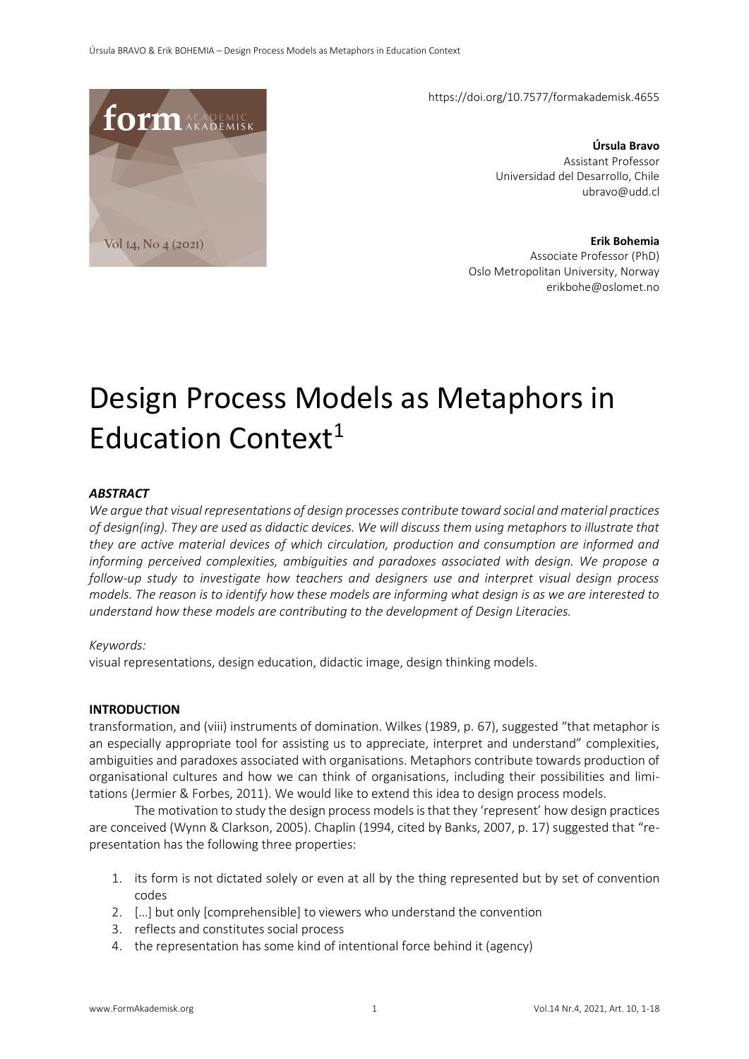https://doi.org/10.7577/formakademisk.4655

**Úrsula Bravo**
Assistant Professor
Universidad del Desarrollo, Chile
ubravo@udd.cl

**Erik Bohemia**
Associate Professor (PhD)
Oslo Metropolitan University, Norway
erikbohe@oslomet.no

# Design Process Models as Metaphors in Education Context[1]

***ABSTRACT***

*We argue that visual representations of design processes contribute toward social and material practices of design(ing). They are used as didactic devices. We will discuss them using metaphors to illustrate that they are active material devices of which circulation, production and consumption are informed and informing perceived complexities, ambiguities and paradoxes associated with design. We propose a follow-up study to investigate how teachers and designers use and interpret visual design process models. The reason is to identify how these models are informing what design is as we are interested to understand how these models are contributing to the development of Design Literacies.*

*Keywords:*
visual representations, design education, didactic image, design thinking models.

## INTRODUCTION

transformation, and (viii) instruments of domination. Wilkes (1989, p. 67), suggested "that metaphor is an especially appropriate tool for assisting us to appreciate, interpret and understand" complexities, ambiguities and paradoxes associated with organisations. Metaphors contribute towards production of organisational cultures and how we can think of organisations, including their possibilities and limitations (Jermier & Forbes, 2011). We would like to extend this idea to design process models.

The motivation to study the design process models is that they 'represent' how design practices are conceived (Wynn & Clarkson, 2005). Chaplin (1994, cited by Banks, 2007, p. 17) suggested that "representation has the following three properties:

1. its form is not dictated solely or even at all by the thing represented but by set of convention codes
2. […] but only [comprehensible] to viewers who understand the convention
3. reflects and constitutes social process
4. the representation has some kind of intentional force behind it (agency)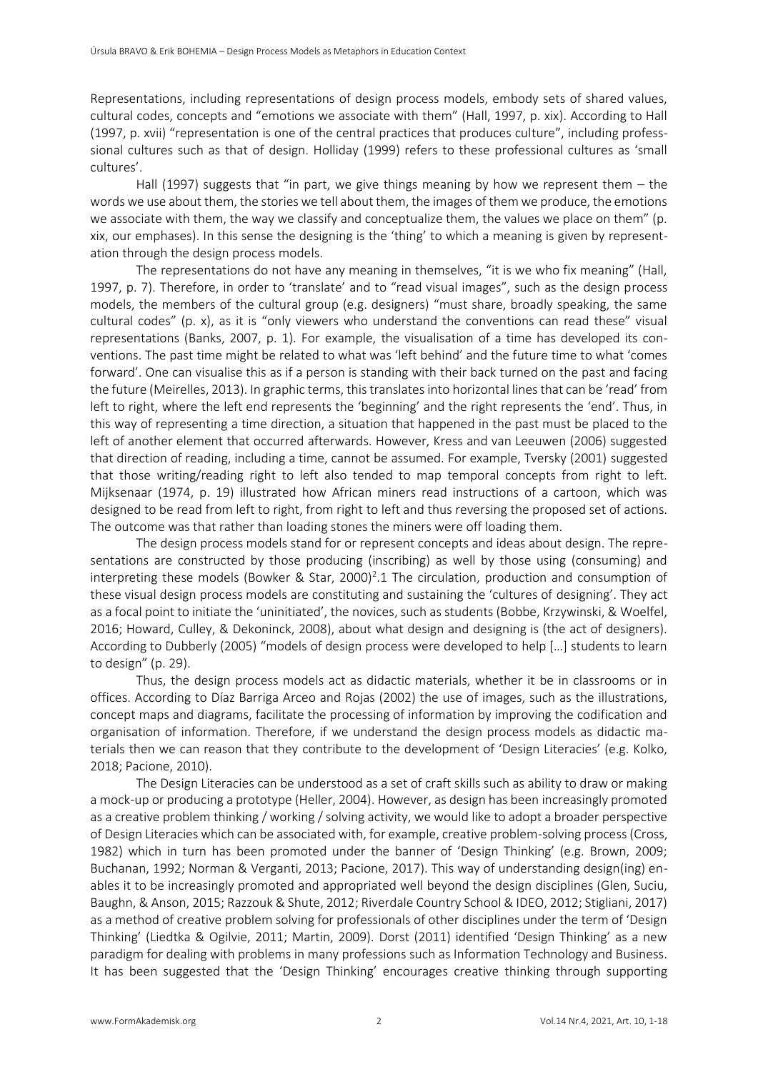Representations, including representations of design process models, embody sets of shared values, cultural codes, concepts and "emotions we associate with them" (Hall, 1997, p. xix). According to Hall (1997, p. xvii) "representation is one of the central practices that produces culture", including professsional cultures such as that of design. Holliday (1999) refers to these professional cultures as 'small cultures'.

Hall (1997) suggests that "in part, we give things meaning by how we represent them – the words we use about them, the stories we tell about them, the images of them we produce, the emotions we associate with them, the way we classify and conceptualize them, the values we place on them" (p. xix, our emphases). In this sense the designing is the 'thing' to which a meaning is given by representation through the design process models.

The representations do not have any meaning in themselves, "it is we who fix meaning" (Hall, 1997, p. 7). Therefore, in order to 'translate' and to "read visual images", such as the design process models, the members of the cultural group (e.g. designers) "must share, broadly speaking, the same cultural codes" (p. x), as it is "only viewers who understand the conventions can read these" visual representations (Banks, 2007, p. 1). For example, the visualisation of a time has developed its conventions. The past time might be related to what was 'left behind' and the future time to what 'comes forward'. One can visualise this as if a person is standing with their back turned on the past and facing the future (Meirelles, 2013). In graphic terms, this translates into horizontal lines that can be 'read' from left to right, where the left end represents the 'beginning' and the right represents the 'end'. Thus, in this way of representing a time direction, a situation that happened in the past must be placed to the left of another element that occurred afterwards. However, Kress and van Leeuwen (2006) suggested that direction of reading, including a time, cannot be assumed. For example, Tversky (2001) suggested that those writing/reading right to left also tended to map temporal concepts from right to left. Mijksenaar (1974, p. 19) illustrated how African miners read instructions of a cartoon, which was designed to be read from left to right, from right to left and thus reversing the proposed set of actions. The outcome was that rather than loading stones the miners were off loading them.

The design process models stand for or represent concepts and ideas about design. The representations are constructed by those producing (inscribing) as well by those using (consuming) and interpreting these models (Bowker & Star, 2000)[2].1 The circulation, production and consumption of these visual design process models are constituting and sustaining the 'cultures of designing'. They act as a focal point to initiate the 'uninitiated', the novices, such as students (Bobbe, Krzywinski, & Woelfel, 2016; Howard, Culley, & Dekoninck, 2008), about what design and designing is (the act of designers). According to Dubberly (2005) "models of design process were developed to help [...] students to learn to design" (p. 29).

Thus, the design process models act as didactic materials, whether it be in classrooms or in offices. According to Díaz Barriga Arceo and Rojas (2002) the use of images, such as the illustrations, concept maps and diagrams, facilitate the processing of information by improving the codification and organisation of information. Therefore, if we understand the design process models as didactic materials then we can reason that they contribute to the development of 'Design Literacies' (e.g. Kolko, 2018; Pacione, 2010).

The Design Literacies can be understood as a set of craft skills such as ability to draw or making a mock-up or producing a prototype (Heller, 2004). However, as design has been increasingly promoted as a creative problem thinking / working / solving activity, we would like to adopt a broader perspective of Design Literacies which can be associated with, for example, creative problem-solving process (Cross, 1982) which in turn has been promoted under the banner of 'Design Thinking' (e.g. Brown, 2009; Buchanan, 1992; Norman & Verganti, 2013; Pacione, 2017). This way of understanding design(ing) enables it to be increasingly promoted and appropriated well beyond the design disciplines (Glen, Suciu, Baughn, & Anson, 2015; Razzouk & Shute, 2012; Riverdale Country School & IDEO, 2012; Stigliani, 2017) as a method of creative problem solving for professionals of other disciplines under the term of 'Design Thinking' (Liedtka & Ogilvie, 2011; Martin, 2009). Dorst (2011) identified 'Design Thinking' as a new paradigm for dealing with problems in many professions such as Information Technology and Business. It has been suggested that the 'Design Thinking' encourages creative thinking through supporting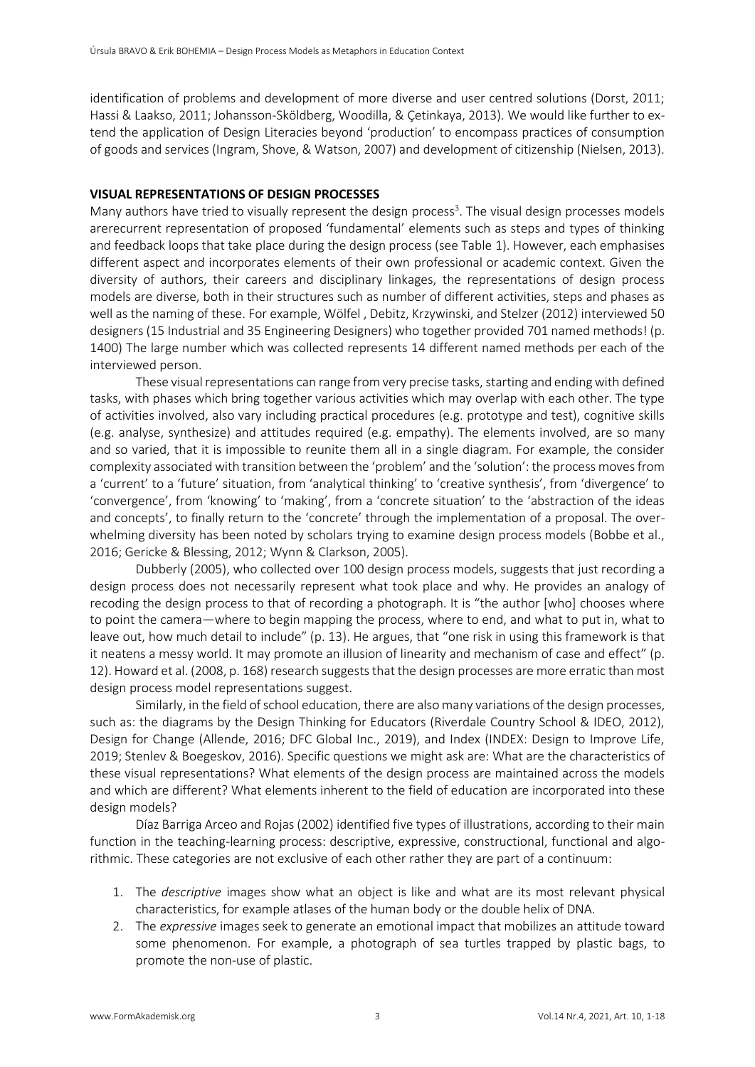identification of problems and development of more diverse and user centred solutions (Dorst, 2011; Hassi & Laakso, 2011; Johansson-Sköldberg, Woodilla, & Çetinkaya, 2013). We would like further to extend the application of Design Literacies beyond 'production' to encompass practices of consumption of goods and services (Ingram, Shove, & Watson, 2007) and development of citizenship (Nielsen, 2013).

## VISUAL REPRESENTATIONS OF DESIGN PROCESSES

Many authors have tried to visually represent the design process[3]. The visual design processes models arerecurrent representation of proposed 'fundamental' elements such as steps and types of thinking and feedback loops that take place during the design process (see Table 1). However, each emphasises different aspect and incorporates elements of their own professional or academic context. Given the diversity of authors, their careers and disciplinary linkages, the representations of design process models are diverse, both in their structures such as number of different activities, steps and phases as well as the naming of these. For example, Wölfel , Debitz, Krzywinski, and Stelzer (2012) interviewed 50 designers (15 Industrial and 35 Engineering Designers) who together provided 701 named methods! (p. 1400) The large number which was collected represents 14 different named methods per each of the interviewed person.

These visual representations can range from very precise tasks, starting and ending with defined tasks, with phases which bring together various activities which may overlap with each other. The type of activities involved, also vary including practical procedures (e.g. prototype and test), cognitive skills (e.g. analyse, synthesize) and attitudes required (e.g. empathy). The elements involved, are so many and so varied, that it is impossible to reunite them all in a single diagram. For example, the consider complexity associated with transition between the 'problem' and the 'solution': the process moves from a 'current' to a 'future' situation, from 'analytical thinking' to 'creative synthesis', from 'divergence' to 'convergence', from 'knowing' to 'making', from a 'concrete situation' to the 'abstraction of the ideas and concepts', to finally return to the 'concrete' through the implementation of a proposal. The overwhelming diversity has been noted by scholars trying to examine design process models (Bobbe et al., 2016; Gericke & Blessing, 2012; Wynn & Clarkson, 2005).

Dubberly (2005), who collected over 100 design process models, suggests that just recording a design process does not necessarily represent what took place and why. He provides an analogy of recoding the design process to that of recording a photograph. It is "the author [who] chooses where to point the camera—where to begin mapping the process, where to end, and what to put in, what to leave out, how much detail to include" (p. 13). He argues, that "one risk in using this framework is that it neatens a messy world. It may promote an illusion of linearity and mechanism of case and effect" (p. 12). Howard et al. (2008, p. 168) research suggests that the design processes are more erratic than most design process model representations suggest.

Similarly, in the field of school education, there are also many variations of the design processes, such as: the diagrams by the Design Thinking for Educators (Riverdale Country School & IDEO, 2012), Design for Change (Allende, 2016; DFC Global Inc., 2019), and Index (INDEX: Design to Improve Life, 2019; Stenlev & Boegeskov, 2016). Specific questions we might ask are: What are the characteristics of these visual representations? What elements of the design process are maintained across the models and which are different? What elements inherent to the field of education are incorporated into these design models?

Díaz Barriga Arceo and Rojas (2002) identified five types of illustrations, according to their main function in the teaching-learning process: descriptive, expressive, constructional, functional and algorithmic. These categories are not exclusive of each other rather they are part of a continuum:

1. The *descriptive* images show what an object is like and what are its most relevant physical characteristics, for example atlases of the human body or the double helix of DNA.
2. The *expressive* images seek to generate an emotional impact that mobilizes an attitude toward some phenomenon. For example, a photograph of sea turtles trapped by plastic bags, to promote the non-use of plastic.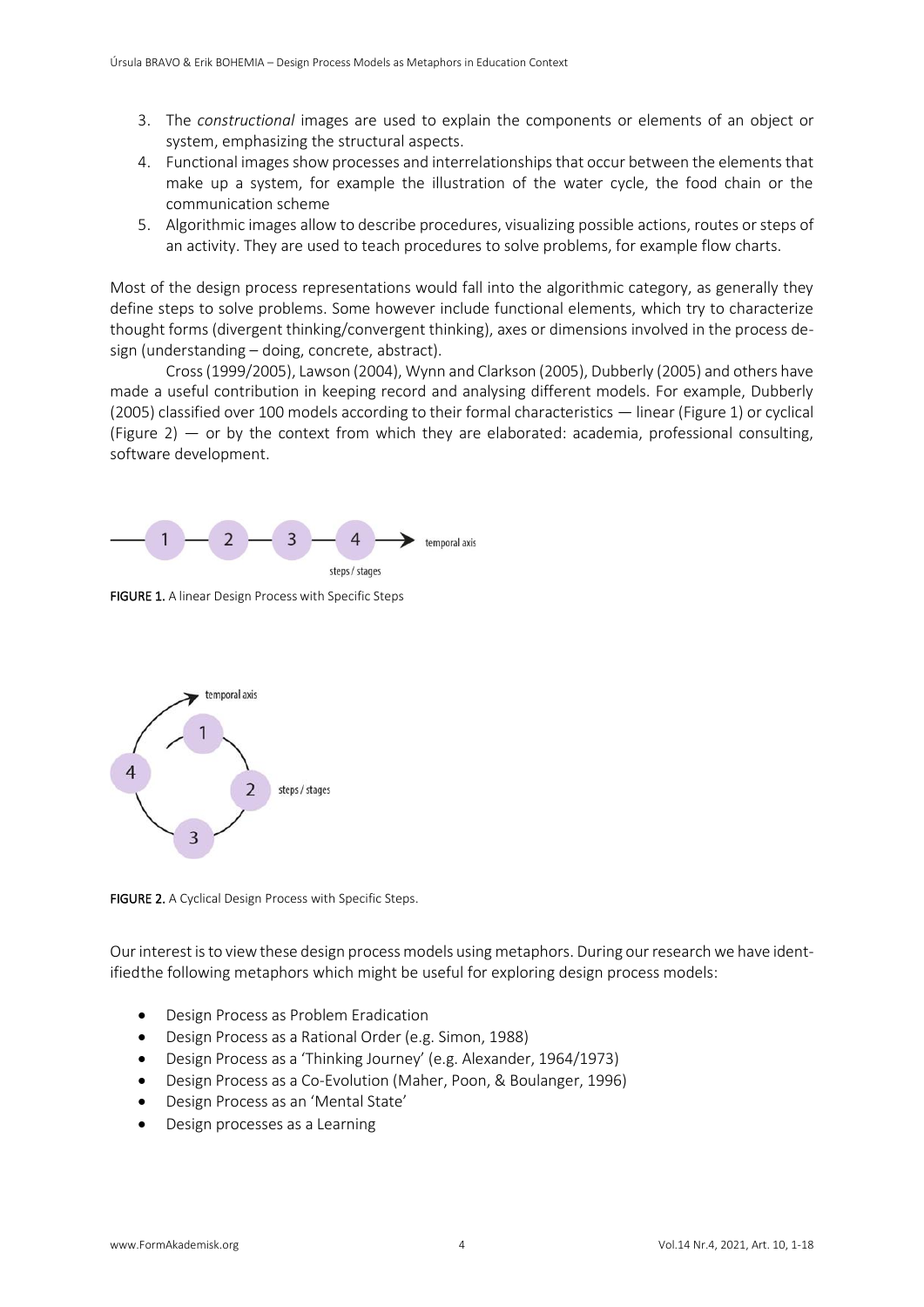3. The *constructional* images are used to explain the components or elements of an object or system, emphasizing the structural aspects.
4. Functional images show processes and interrelationships that occur between the elements that make up a system, for example the illustration of the water cycle, the food chain or the communication scheme
5. Algorithmic images allow to describe procedures, visualizing possible actions, routes or steps of an activity. They are used to teach procedures to solve problems, for example flow charts.

Most of the design process representations would fall into the algorithmic category, as generally they define steps to solve problems. Some however include functional elements, which try to characterize thought forms (divergent thinking/convergent thinking), axes or dimensions involved in the process design (understanding – doing, concrete, abstract).

Cross (1999/2005), Lawson (2004), Wynn and Clarkson (2005), Dubberly (2005) and others have made a useful contribution in keeping record and analysing different models. For example, Dubberly (2005) classified over 100 models according to their formal characteristics — linear (Figure 1) or cyclical (Figure 2) — or by the context from which they are elaborated: academia, professional consulting, software development.

1 — 2 — 3 — 4 → temporal axis

steps / stages

**FIGURE 1.** A linear Design Process with Specific Steps

temporal axis

1, 2, 3, 4

steps / stages

**FIGURE 2.** A Cyclical Design Process with Specific Steps.

Our interest is to view these design process models using metaphors. During our research we have identifiedthe following metaphors which might be useful for exploring design process models:

- Design Process as Problem Eradication
- Design Process as a Rational Order (e.g. Simon, 1988)
- Design Process as a 'Thinking Journey' (e.g. Alexander, 1964/1973)
- Design Process as a Co-Evolution (Maher, Poon, & Boulanger, 1996)
- Design Process as an 'Mental State'
- Design processes as a Learning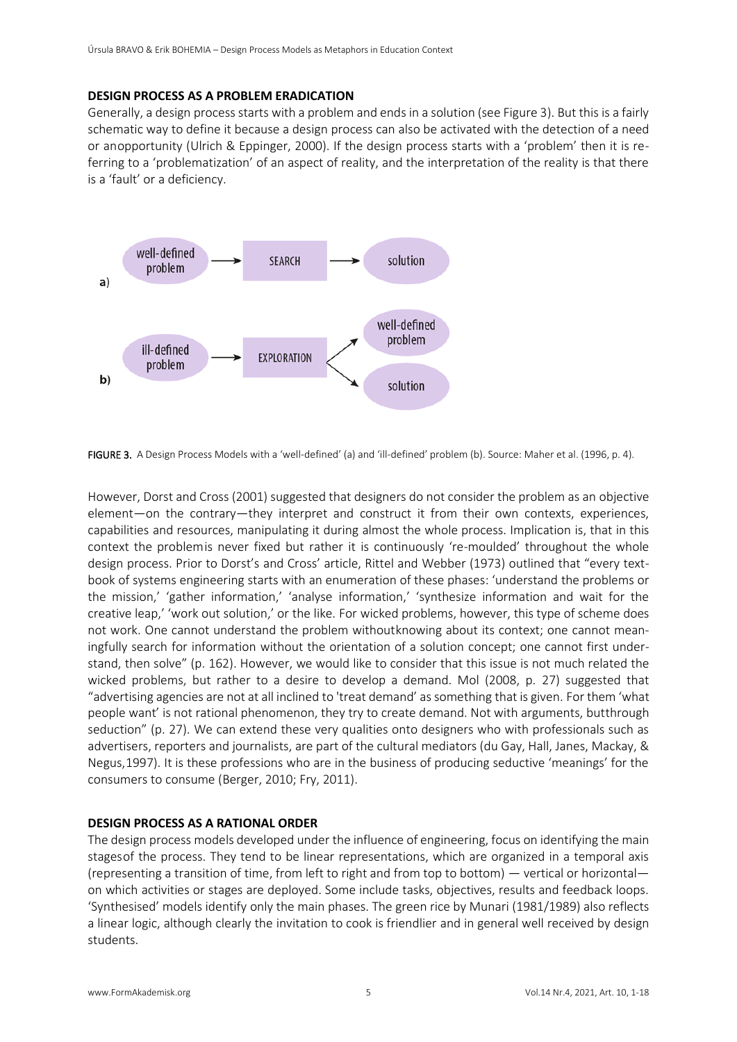**DESIGN PROCESS AS A PROBLEM ERADICATION**

Generally, a design process starts with a problem and ends in a solution (see Figure 3). But this is a fairly schematic way to define it because a design process can also be activated with the detection of a need or anopportunity (Ulrich & Eppinger, 2000). If the design process starts with a 'problem' then it is referring to a 'problematization' of an aspect of reality, and the interpretation of the reality is that there is a 'fault' or a deficiency.

FIGURE 3. A Design Process Models with a 'well-defined' (a) and 'ill-defined' problem (b). Source: Maher et al. (1996, p. 4).

However, Dorst and Cross (2001) suggested that designers do not consider the problem as an objective element—on the contrary—they interpret and construct it from their own contexts, experiences, capabilities and resources, manipulating it during almost the whole process. Implication is, that in this context the problemis never fixed but rather it is continuously 're-moulded' throughout the whole design process. Prior to Dorst's and Cross' article, Rittel and Webber (1973) outlined that "every textbook of systems engineering starts with an enumeration of these phases: 'understand the problems or the mission,' 'gather information,' 'analyse information,' 'synthesize information and wait for the creative leap,' 'work out solution,' or the like. For wicked problems, however, this type of scheme does not work. One cannot understand the problem withoutknowing about its context; one cannot meaningfully search for information without the orientation of a solution concept; one cannot first understand, then solve" (p. 162). However, we would like to consider that this issue is not much related the wicked problems, but rather to a desire to develop a demand. Mol (2008, p. 27) suggested that "advertising agencies are not at all inclined to 'treat demand' as something that is given. For them 'what people want' is not rational phenomenon, they try to create demand. Not with arguments, butthrough seduction" (p. 27). We can extend these very qualities onto designers who with professionals such as advertisers, reporters and journalists, are part of the cultural mediators (du Gay, Hall, Janes, Mackay, & Negus,1997). It is these professions who are in the business of producing seductive 'meanings' for the consumers to consume (Berger, 2010; Fry, 2011).

**DESIGN PROCESS AS A RATIONAL ORDER**

The design process models developed under the influence of engineering, focus on identifying the main stagesof the process. They tend to be linear representations, which are organized in a temporal axis (representing a transition of time, from left to right and from top to bottom) — vertical or horizontal— on which activities or stages are deployed. Some include tasks, objectives, results and feedback loops. 'Synthesised' models identify only the main phases. The green rice by Munari (1981/1989) also reflects a linear logic, although clearly the invitation to cook is friendlier and in general well received by design students.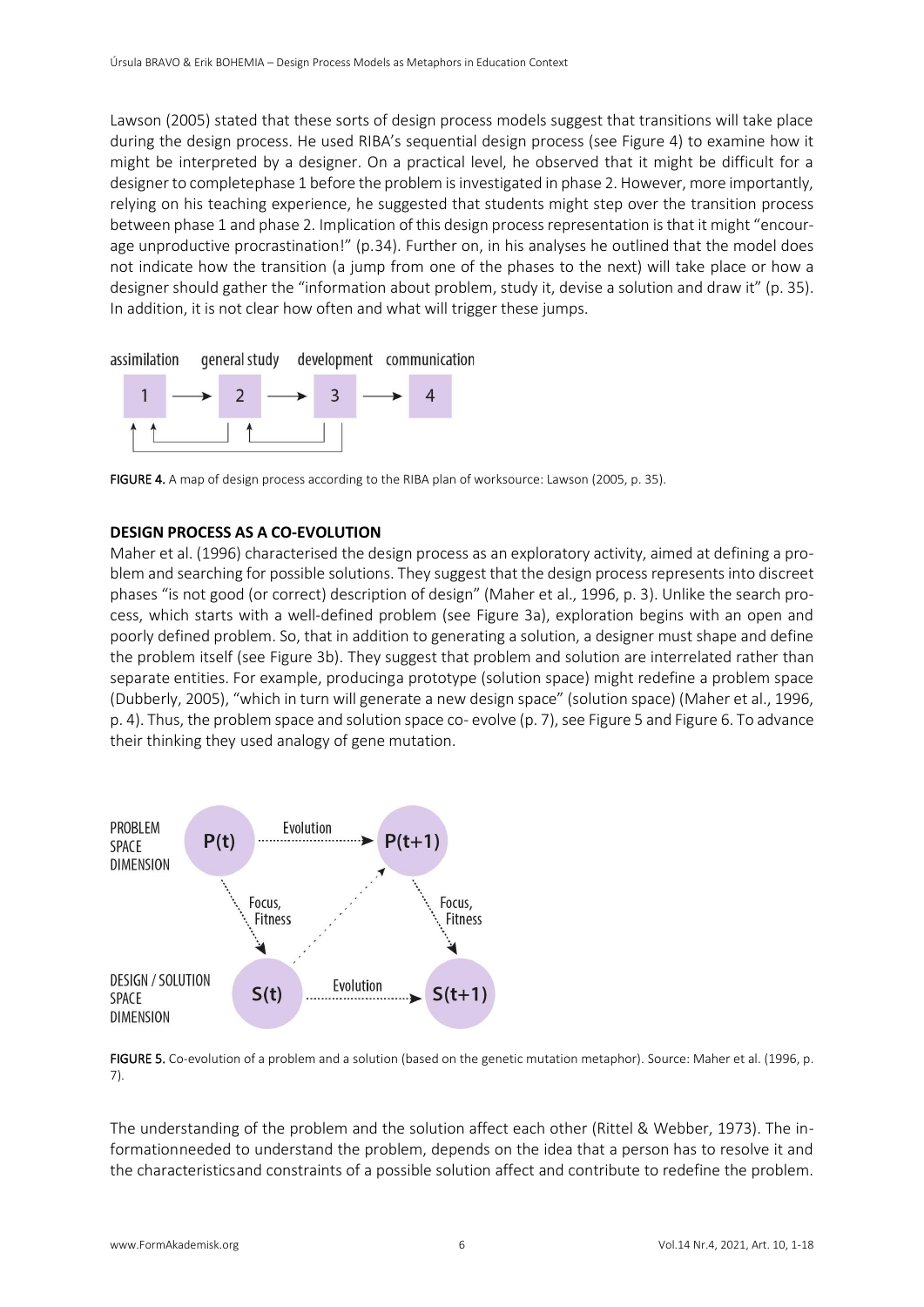Lawson (2005) stated that these sorts of design process models suggest that transitions will take place during the design process. He used RIBA's sequential design process (see Figure 4) to examine how it might be interpreted by a designer. On a practical level, he observed that it might be difficult for a designer to completephase 1 before the problem is investigated in phase 2. However, more importantly, relying on his teaching experience, he suggested that students might step over the transition process between phase 1 and phase 2. Implication of this design process representation is that it might "encourage unproductive procrastination!" (p.34). Further on, in his analyses he outlined that the model does not indicate how the transition (a jump from one of the phases to the next) will take place or how a designer should gather the "information about problem, study it, devise a solution and draw it" (p. 35). In addition, it is not clear how often and what will trigger these jumps.

assimilation — general study — development — communication

1 → 2 → 3 → 4

**FIGURE 4.** A map of design process according to the RIBA plan of worksource: Lawson (2005, p. 35).

### DESIGN PROCESS AS A CO-EVOLUTION

Maher et al. (1996) characterised the design process as an exploratory activity, aimed at defining a problem and searching for possible solutions. They suggest that the design process represents into discreet phases "is not good (or correct) description of design" (Maher et al., 1996, p. 3). Unlike the search process, which starts with a well-defined problem (see Figure 3a), exploration begins with an open and poorly defined problem. So, that in addition to generating a solution, a designer must shape and define the problem itself (see Figure 3b). They suggest that problem and solution are interrelated rather than separate entities. For example, producinga prototype (solution space) might redefine a problem space (Dubberly, 2005), "which in turn will generate a new design space" (solution space) (Maher et al., 1996, p. 4). Thus, the problem space and solution space co- evolve (p. 7), see Figure 5 and Figure 6. To advance their thinking they used analogy of gene mutation.

PROBLEM SPACE DIMENSION: P(t) — Evolution → P(t+1)

Focus, Fitness; Focus, Fitness

DESIGN / SOLUTION SPACE DIMENSION: S(t) — Evolution → S(t+1)

**FIGURE 5.** Co-evolution of a problem and a solution (based on the genetic mutation metaphor). Source: Maher et al. (1996, p. 7).

The understanding of the problem and the solution affect each other (Rittel & Webber, 1973). The informationneeded to understand the problem, depends on the idea that a person has to resolve it and the characteristicsand constraints of a possible solution affect and contribute to redefine the problem.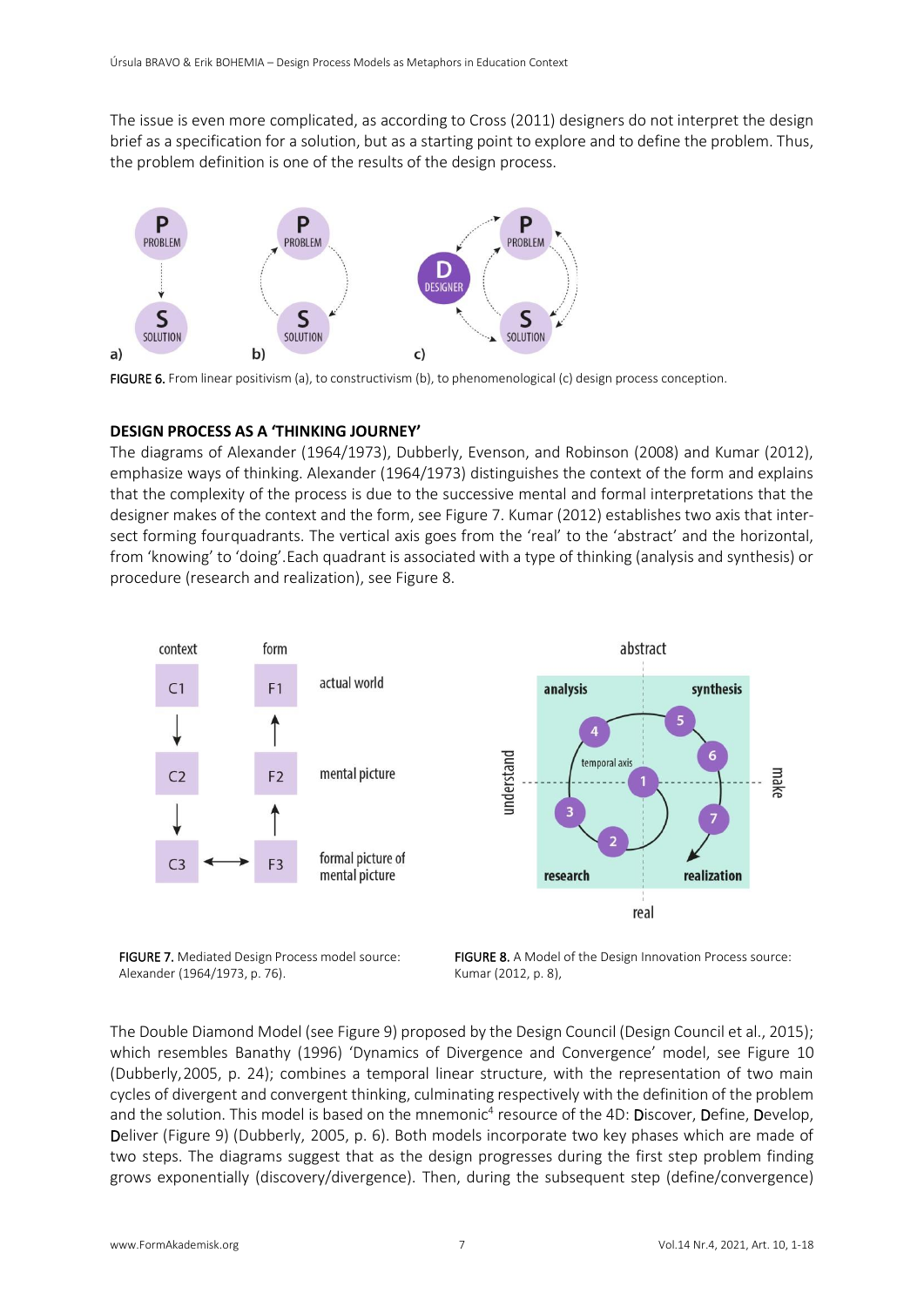The issue is even more complicated, as according to Cross (2011) designers do not interpret the design brief as a specification for a solution, but as a starting point to explore and to define the problem. Thus, the problem definition is one of the results of the design process.

FIGURE 6. From linear positivism (a), to constructivism (b), to phenomenological (c) design process conception.

### DESIGN PROCESS AS A 'THINKING JOURNEY'

The diagrams of Alexander (1964/1973), Dubberly, Evenson, and Robinson (2008) and Kumar (2012), emphasize ways of thinking. Alexander (1964/1973) distinguishes the context of the form and explains that the complexity of the process is due to the successive mental and formal interpretations that the designer makes of the context and the form, see Figure 7. Kumar (2012) establishes two axis that intersect forming fourquadrants. The vertical axis goes from the 'real' to the 'abstract' and the horizontal, from 'knowing' to 'doing'.Each quadrant is associated with a type of thinking (analysis and synthesis) or procedure (research and realization), see Figure 8.

FIGURE 7. Mediated Design Process model source: Alexander (1964/1973, p. 76).

FIGURE 8. A Model of the Design Innovation Process source: Kumar (2012, p. 8),

The Double Diamond Model (see Figure 9) proposed by the Design Council (Design Council et al., 2015); which resembles Banathy (1996) 'Dynamics of Divergence and Convergence' model, see Figure 10 (Dubberly,2005, p. 24); combines a temporal linear structure, with the representation of two main cycles of divergent and convergent thinking, culminating respectively with the definition of the problem and the solution. This model is based on the mnemonic[4] resource of the 4D: **D**iscover, **D**efine, **D**evelop, **D**eliver (Figure 9) (Dubberly, 2005, p. 6). Both models incorporate two key phases which are made of two steps. The diagrams suggest that as the design progresses during the first step problem finding grows exponentially (discovery/divergence). Then, during the subsequent step (define/convergence)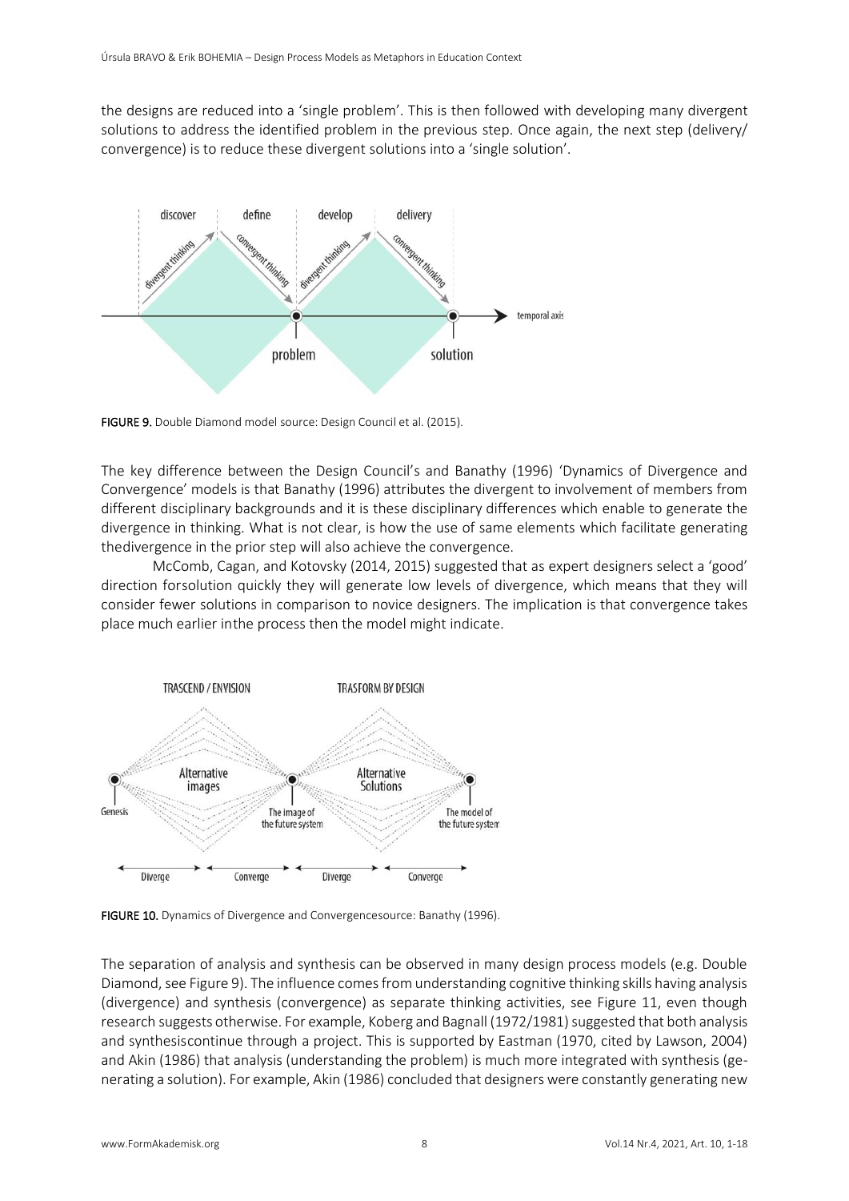the designs are reduced into a 'single problem'. This is then followed with developing many divergent solutions to address the identified problem in the previous step. Once again, the next step (delivery/ convergence) is to reduce these divergent solutions into a 'single solution'.

**FIGURE 9.** Double Diamond model source: Design Council et al. (2015).

The key difference between the Design Council's and Banathy (1996) 'Dynamics of Divergence and Convergence' models is that Banathy (1996) attributes the divergent to involvement of members from different disciplinary backgrounds and it is these disciplinary differences which enable to generate the divergence in thinking. What is not clear, is how the use of same elements which facilitate generating thedivergence in the prior step will also achieve the convergence.

McComb, Cagan, and Kotovsky (2014, 2015) suggested that as expert designers select a 'good' direction forsolution quickly they will generate low levels of divergence, which means that they will consider fewer solutions in comparison to novice designers. The implication is that convergence takes place much earlier inthe process then the model might indicate.

**FIGURE 10.** Dynamics of Divergence and Convergencesource: Banathy (1996).

The separation of analysis and synthesis can be observed in many design process models (e.g. Double Diamond, see Figure 9). The influence comes from understanding cognitive thinking skills having analysis (divergence) and synthesis (convergence) as separate thinking activities, see Figure 11, even though research suggests otherwise. For example, Koberg and Bagnall (1972/1981) suggested that both analysis and synthesiscontinue through a project. This is supported by Eastman (1970, cited by Lawson, 2004) and Akin (1986) that analysis (understanding the problem) is much more integrated with synthesis (generating a solution). For example, Akin (1986) concluded that designers were constantly generating new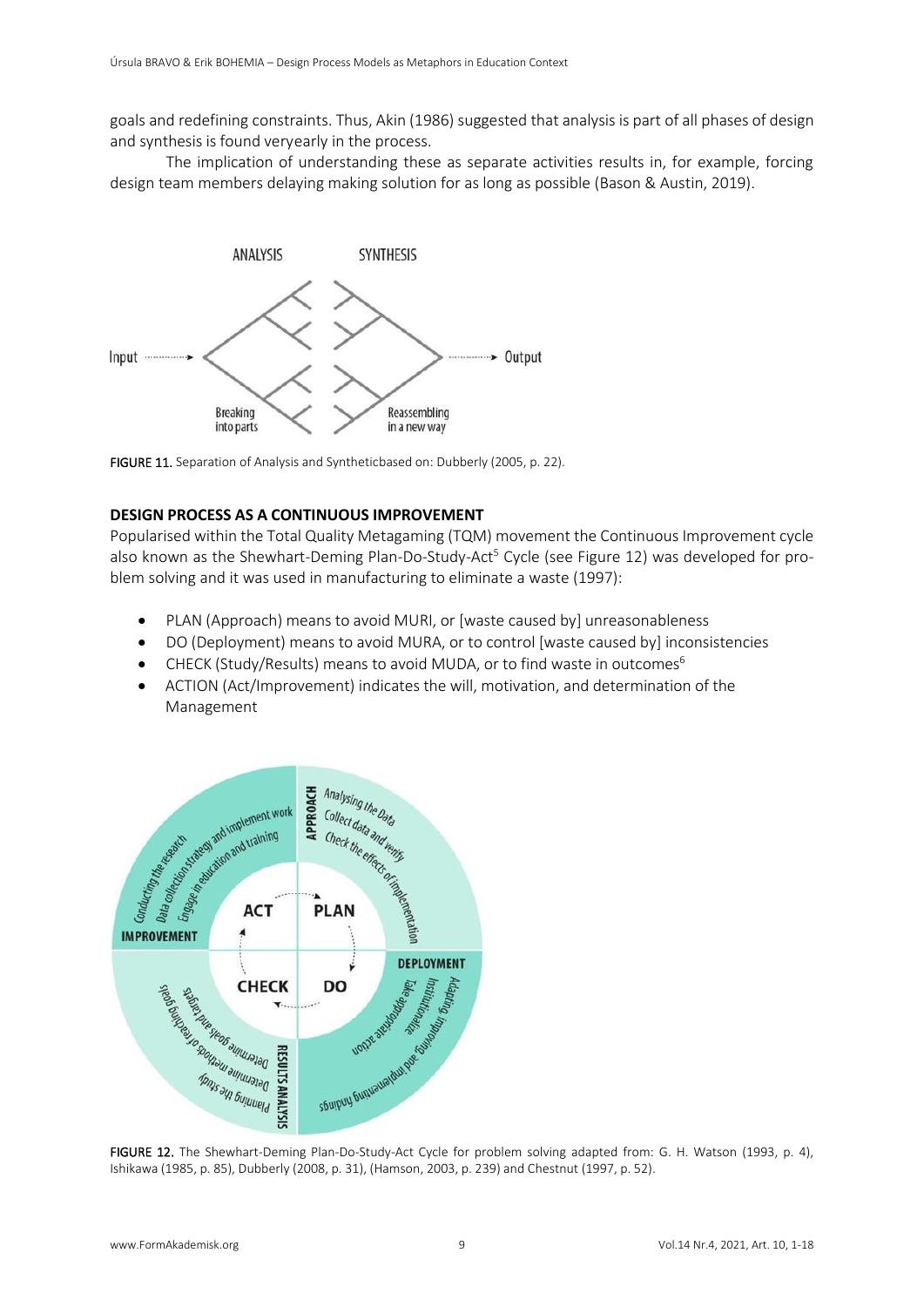goals and redefining constraints. Thus, Akin (1986) suggested that analysis is part of all phases of design and synthesis is found veryearly in the process.

The implication of understanding these as separate activities results in, for example, forcing design team members delaying making solution for as long as possible (Bason & Austin, 2019).

FIGURE 11. Separation of Analysis and Syntheticbased on: Dubberly (2005, p. 22).

### DESIGN PROCESS AS A CONTINUOUS IMPROVEMENT

Popularised within the Total Quality Metagaming (TQM) movement the Continuous Improvement cycle also known as the Shewhart-Deming Plan-Do-Study-Act[5] Cycle (see Figure 12) was developed for problem solving and it was used in manufacturing to eliminate a waste (1997):

- PLAN (Approach) means to avoid MURI, or [waste caused by] unreasonableness
- DO (Deployment) means to avoid MURA, or to control [waste caused by] inconsistencies
- CHECK (Study/Results) means to avoid MUDA, or to find waste in outcomes[6]
- ACTION (Act/Improvement) indicates the will, motivation, and determination of the Management

FIGURE 12. The Shewhart-Deming Plan-Do-Study-Act Cycle for problem solving adapted from: G. H. Watson (1993, p. 4), Ishikawa (1985, p. 85), Dubberly (2008, p. 31), (Hamson, 2003, p. 239) and Chestnut (1997, p. 52).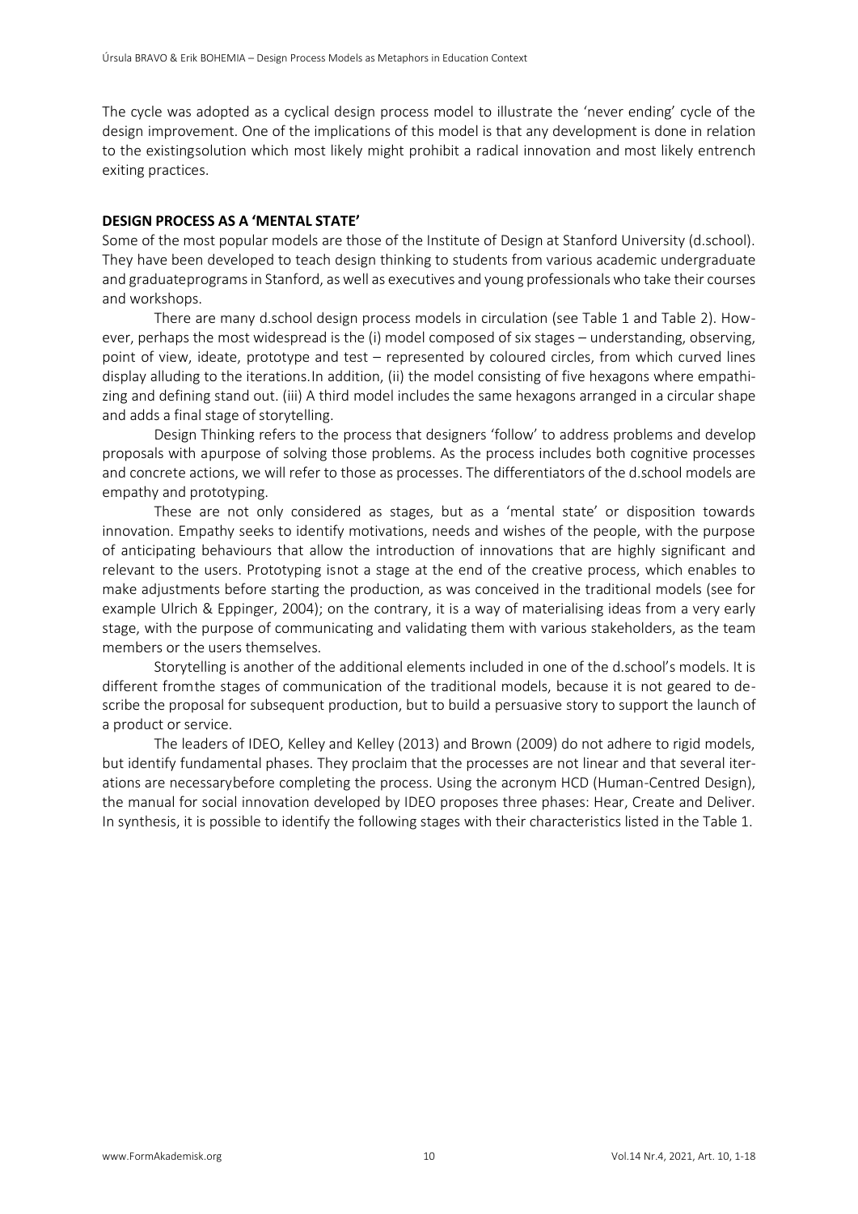The cycle was adopted as a cyclical design process model to illustrate the 'never ending' cycle of the design improvement. One of the implications of this model is that any development is done in relation to the existingsolution which most likely might prohibit a radical innovation and most likely entrench exiting practices.

## DESIGN PROCESS AS A 'MENTAL STATE'

Some of the most popular models are those of the Institute of Design at Stanford University (d.school). They have been developed to teach design thinking to students from various academic undergraduate and graduateprograms in Stanford, as well as executives and young professionals who take their courses and workshops.

There are many d.school design process models in circulation (see Table 1 and Table 2). However, perhaps the most widespread is the (i) model composed of six stages – understanding, observing, point of view, ideate, prototype and test – represented by coloured circles, from which curved lines display alluding to the iterations.In addition, (ii) the model consisting of five hexagons where empathizing and defining stand out. (iii) A third model includes the same hexagons arranged in a circular shape and adds a final stage of storytelling.

Design Thinking refers to the process that designers 'follow' to address problems and develop proposals with apurpose of solving those problems. As the process includes both cognitive processes and concrete actions, we will refer to those as processes. The differentiators of the d.school models are empathy and prototyping.

These are not only considered as stages, but as a 'mental state' or disposition towards innovation. Empathy seeks to identify motivations, needs and wishes of the people, with the purpose of anticipating behaviours that allow the introduction of innovations that are highly significant and relevant to the users. Prototyping isnot a stage at the end of the creative process, which enables to make adjustments before starting the production, as was conceived in the traditional models (see for example Ulrich & Eppinger, 2004); on the contrary, it is a way of materialising ideas from a very early stage, with the purpose of communicating and validating them with various stakeholders, as the team members or the users themselves.

Storytelling is another of the additional elements included in one of the d.school's models. It is different fromthe stages of communication of the traditional models, because it is not geared to describe the proposal for subsequent production, but to build a persuasive story to support the launch of a product or service.

The leaders of IDEO, Kelley and Kelley (2013) and Brown (2009) do not adhere to rigid models, but identify fundamental phases. They proclaim that the processes are not linear and that several iterations are necessarybefore completing the process. Using the acronym HCD (Human-Centred Design), the manual for social innovation developed by IDEO proposes three phases: Hear, Create and Deliver. In synthesis, it is possible to identify the following stages with their characteristics listed in the Table 1.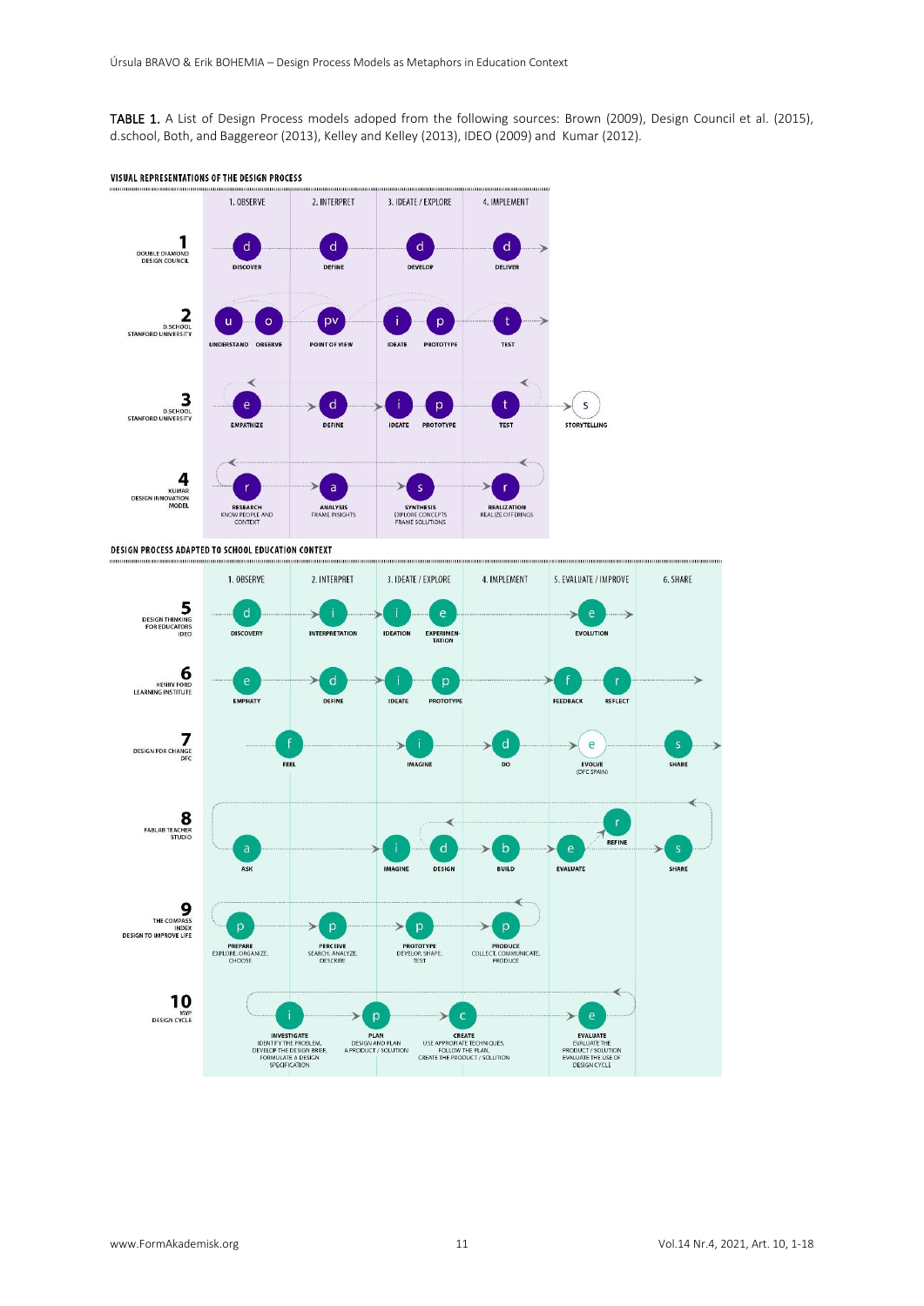**TABLE 1.** A List of Design Process models adoped from the following sources: Brown (2009), Design Council et al. (2015), d.school, Both, and Baggereor (2013), Kelley and Kelley (2013), IDEO (2009) and Kumar (2012).

**VISUAL REPRESENTATIONS OF THE DESIGN PROCESS**

| | 1. OBSERVE | 2. INTERPRET | 3. IDEATE / EXPLORE | 4. IMPLEMENT | |
|---|---|---|---|---|---|
| 1 DOUBLE DIAMOND DESIGN COUNCIL | DISCOVER | DEFINE | DEVELOP | DELIVER | |
| 2 D.SCHOOL STANFORD UNIVERSITY | UNDERSTAND, OBSERVE | POINT OF VIEW | IDEATE, PROTOTYPE | TEST | |
| 3 D.SCHOOL STANFORD UNIVERSITY | EMPATHIZE | DEFINE | IDEATE, PROTOTYPE | TEST | STORYTELLING |
| 4 KUMAR DESIGN INNOVATION MODEL | RESEARCH KNOW PEOPLE AND CONTEXT | ANALYSIS FRAME INSIGHTS | SYNTHESIS EXPLORE CONCEPTS FRAME SOLUTIONS | REALIZATION REALIZE OFFERINGS | |

**DESIGN PROCESS ADAPTED TO SCHOOL EDUCATION CONTEXT**

| | 1. OBSERVE | 2. INTERPRET | 3. IDEATE / EXPLORE | 4. IMPLEMENT | 5. EVALUATE / IMPROVE | 6. SHARE |
|---|---|---|---|---|---|---|
| 5 DESIGN THINKING FOR EDUCATORS IDEO | DISCOVERY | INTERPRETATION | IDEATION, EXPERIMENTATION | | EVOLUTION | |
| 6 HENRY FORD LEARNING INSTITUTE | EMPATHY | DEFINE | IDEATE, PROTOTYPE | | FEEDBACK, REFLECT | |
| 7 DESIGN FOR CHANGE DFC | FEEL | | IMAGINE | DO | EVOLVE (DFC SPAIN) | SHARE |
| 8 FABLAB TEACHER STUDIO | ASK | | IMAGINE, DESIGN | BUILD | EVALUATE, REFINE | SHARE |
| 9 THE COMPASS INDEX DESIGN TO IMPROVE LIFE | PREPARE EXPLORE, ORGANIZE, CHOOSE | PERCEIVE SEARCH, ANALYZE, DESCRIBE | PROTOTYPE DEVELOP, SHAPE, TEST | PRODUCE COLLECT, COMMUNICATE, PRODUCE | | |
| 10 MYP DESIGN CYCLE | INVESTIGATE IDENTIFY THE PROBLEM, DEVELOP THE DESIGN BRIEF, FORMULATE A DESIGN SPECIFICATION | PLAN DESIGN AND PLAN A PRODUCT / SOLUTION | CREATE USE APPROPRIATE TECHNIQUES, FOLLOW THE PLAN, CREATE THE PRODUCT / SOLUTION | | EVALUATE EVALUATE THE PRODUCT / SOLUTION EVALUATE THE USE OF DESIGN CYCLE | |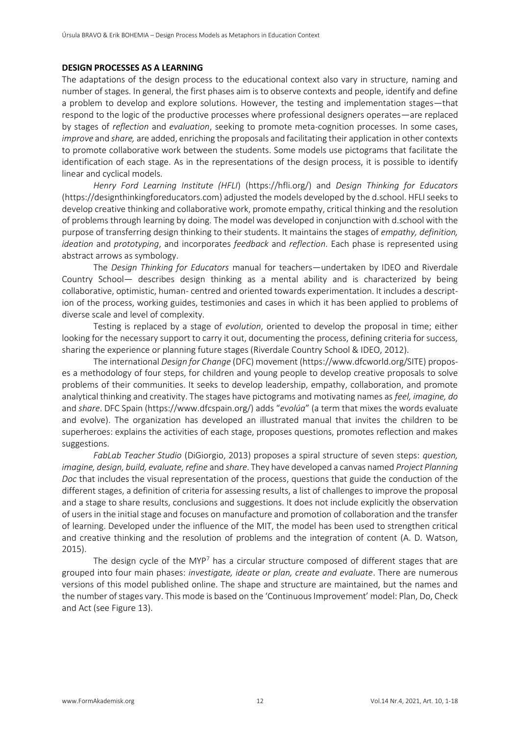## DESIGN PROCESSES AS A LEARNING

The adaptations of the design process to the educational context also vary in structure, naming and number of stages. In general, the first phases aim is to observe contexts and people, identify and define a problem to develop and explore solutions. However, the testing and implementation stages—that respond to the logic of the productive processes where professional designers operates—are replaced by stages of *reflection* and *evaluation*, seeking to promote meta-cognition processes. In some cases, *improve* and *share,* are added, enriching the proposals and facilitating their application in other contexts to promote collaborative work between the students. Some models use pictograms that facilitate the identification of each stage. As in the representations of the design process, it is possible to identify linear and cyclical models.

*Henry Ford Learning Institute (HFLI*) (https://hfli.org/) and *Design Thinking for Educators* (https://designthinkingforeducators.com) adjusted the models developed by the d.school. HFLI seeks to develop creative thinking and collaborative work, promote empathy, critical thinking and the resolution of problems through learning by doing. The model was developed in conjunction with d.school with the purpose of transferring design thinking to their students. It maintains the stages of *empathy, definition, ideation* and *prototyping*, and incorporates *feedback* and *reflection*. Each phase is represented using abstract arrows as symbology.

The *Design Thinking for Educators* manual for teachers—undertaken by IDEO and Riverdale Country School— describes design thinking as a mental ability and is characterized by being collaborative, optimistic, human- centred and oriented towards experimentation. It includes a description of the process, working guides, testimonies and cases in which it has been applied to problems of diverse scale and level of complexity.

Testing is replaced by a stage of *evolution*, oriented to develop the proposal in time; either looking for the necessary support to carry it out, documenting the process, defining criteria for success, sharing the experience or planning future stages (Riverdale Country School & IDEO, 2012).

The international *Design for Change* (DFC) movement (https://www.dfcworld.org/SITE) proposes a methodology of four steps, for children and young people to develop creative proposals to solve problems of their communities. It seeks to develop leadership, empathy, collaboration, and promote analytical thinking and creativity. The stages have pictograms and motivating names as *feel, imagine, do* and *share*. DFC Spain (https://www.dfcspain.org/) adds "*evolúa*" (a term that mixes the words evaluate and evolve). The organization has developed an illustrated manual that invites the children to be superheroes: explains the activities of each stage, proposes questions, promotes reflection and makes suggestions.

*FabLab Teacher Studio* (DiGiorgio, 2013) proposes a spiral structure of seven steps: *question, imagine, design, build, evaluate, refine* and *share*. They have developed a canvas named *Project Planning Doc* that includes the visual representation of the process, questions that guide the conduction of the different stages, a definition of criteria for assessing results, a list of challenges to improve the proposal and a stage to share results, conclusions and suggestions. It does not include explicitly the observation of users in the initial stage and focuses on manufacture and promotion of collaboration and the transfer of learning. Developed under the influence of the MIT, the model has been used to strengthen critical and creative thinking and the resolution of problems and the integration of content (A. D. Watson, 2015).

The design cycle of the MYP[7] has a circular structure composed of different stages that are grouped into four main phases: *investigate, ideate or plan, create and evaluate*. There are numerous versions of this model published online. The shape and structure are maintained, but the names and the number of stages vary. This mode is based on the 'Continuous Improvement' model: Plan, Do, Check and Act (see Figure 13).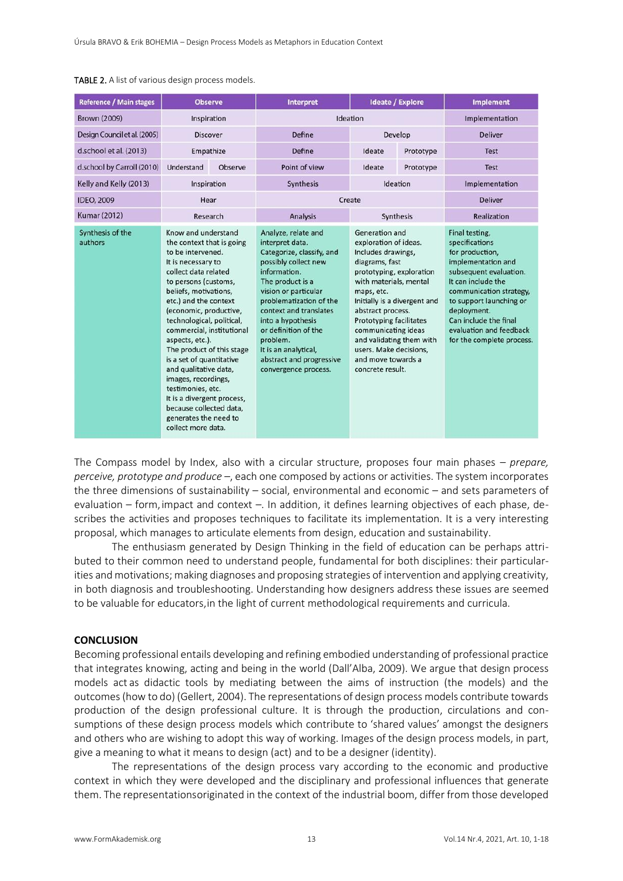**TABLE 2.** A list of various design process models.

| Reference / Main stages | Observe | | Interpret | Ideate / Explore | | Implement |
|---|---|---|---|---|---|---|
| Brown (2009) | Inspiration | | Ideation | | | Implementation |
| Design Council et al. (2005) | Discover | | Define | Develop | | Deliver |
| d.school et al. (2013) | Empathize | | Define | Ideate | Prototype | Test |
| d.school by Carroll (2010) | Understand | Observe | Point of view | Ideate | Prototype | Test |
| Kelly and Kelly (2013) | Inspiration | | Synthesis | Ideation | | Implementation |
| IDEO, 2009 | Hear | | Create | | | Deliver |
| Kumar (2012) | Research | | Analysis | Synthesis | | Realization |
| Synthesis of the authors | Know and understand the context that is going to be intervened. It is necessary to collect data related to persons (customs, beliefs, motivations, etc.) and the context (economic, productive, technological, political, commercial, institutional aspects, etc.). The product of this stage is a set of quantitative and qualitative data, images, recordings, testimonies, etc. It is a divergent process, because collected data, generates the need to collect more data. | | Analyze, relate and interpret data. Categorize, classify, and possibly collect new information. The product is a vision or particular problematization of the context and translates into a hypothesis or definition of the problem. It is an analytical, abstract and progressive convergence process. | Generation and exploration of ideas. Includes drawings, diagrams, fast prototyping, exploration with materials, mental maps, etc. Initially is a divergent and abstract process. Prototyping facilitates communicating ideas and validating them with users. Make decisions, and move towards a concrete result. | | Final testing, specifications for production, implementation and subsequent evaluation. It can include the communication strategy, to support launching or deployment. Can include the final evaluation and feedback for the complete process. |

The Compass model by Index, also with a circular structure, proposes four main phases – *prepare, perceive, prototype and produce* –, each one composed by actions or activities. The system incorporates the three dimensions of sustainability – social, environmental and economic – and sets parameters of evaluation – form, impact and context –. In addition, it defines learning objectives of each phase, describes the activities and proposes techniques to facilitate its implementation. It is a very interesting proposal, which manages to articulate elements from design, education and sustainability.

The enthusiasm generated by Design Thinking in the field of education can be perhaps attributed to their common need to understand people, fundamental for both disciplines: their particularities and motivations; making diagnoses and proposing strategies of intervention and applying creativity, in both diagnosis and troubleshooting. Understanding how designers address these issues are seemed to be valuable for educators, in the light of current methodological requirements and curricula.

## CONCLUSION

Becoming professional entails developing and refining embodied understanding of professional practice that integrates knowing, acting and being in the world (Dall'Alba, 2009). We argue that design process models act as didactic tools by mediating between the aims of instruction (the models) and the outcomes (how to do) (Gellert, 2004). The representations of design process models contribute towards production of the design professional culture. It is through the production, circulations and consumptions of these design process models which contribute to 'shared values' amongst the designers and others who are wishing to adopt this way of working. Images of the design process models, in part, give a meaning to what it means to design (act) and to be a designer (identity).

The representations of the design process vary according to the economic and productive context in which they were developed and the disciplinary and professional influences that generate them. The representations originated in the context of the industrial boom, differ from those developed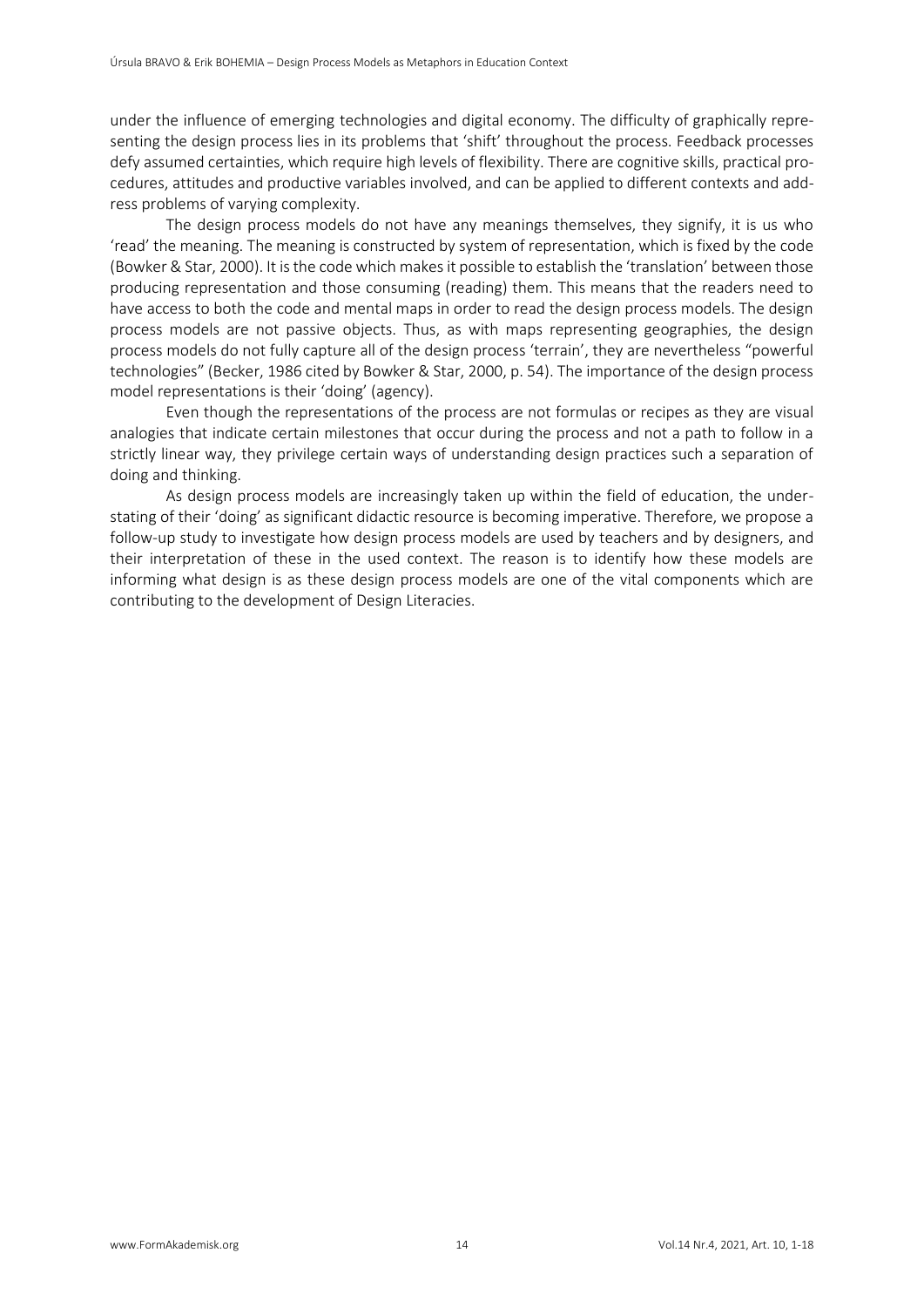under the influence of emerging technologies and digital economy. The difficulty of graphically representing the design process lies in its problems that 'shift' throughout the process. Feedback processes defy assumed certainties, which require high levels of flexibility. There are cognitive skills, practical procedures, attitudes and productive variables involved, and can be applied to different contexts and address problems of varying complexity.

The design process models do not have any meanings themselves, they signify, it is us who 'read' the meaning. The meaning is constructed by system of representation, which is fixed by the code (Bowker & Star, 2000). It is the code which makes it possible to establish the 'translation' between those producing representation and those consuming (reading) them. This means that the readers need to have access to both the code and mental maps in order to read the design process models. The design process models are not passive objects. Thus, as with maps representing geographies, the design process models do not fully capture all of the design process 'terrain', they are nevertheless "powerful technologies" (Becker, 1986 cited by Bowker & Star, 2000, p. 54). The importance of the design process model representations is their 'doing' (agency).

Even though the representations of the process are not formulas or recipes as they are visual analogies that indicate certain milestones that occur during the process and not a path to follow in a strictly linear way, they privilege certain ways of understanding design practices such a separation of doing and thinking.

As design process models are increasingly taken up within the field of education, the understating of their 'doing' as significant didactic resource is becoming imperative. Therefore, we propose a follow-up study to investigate how design process models are used by teachers and by designers, and their interpretation of these in the used context. The reason is to identify how these models are informing what design is as these design process models are one of the vital components which are contributing to the development of Design Literacies.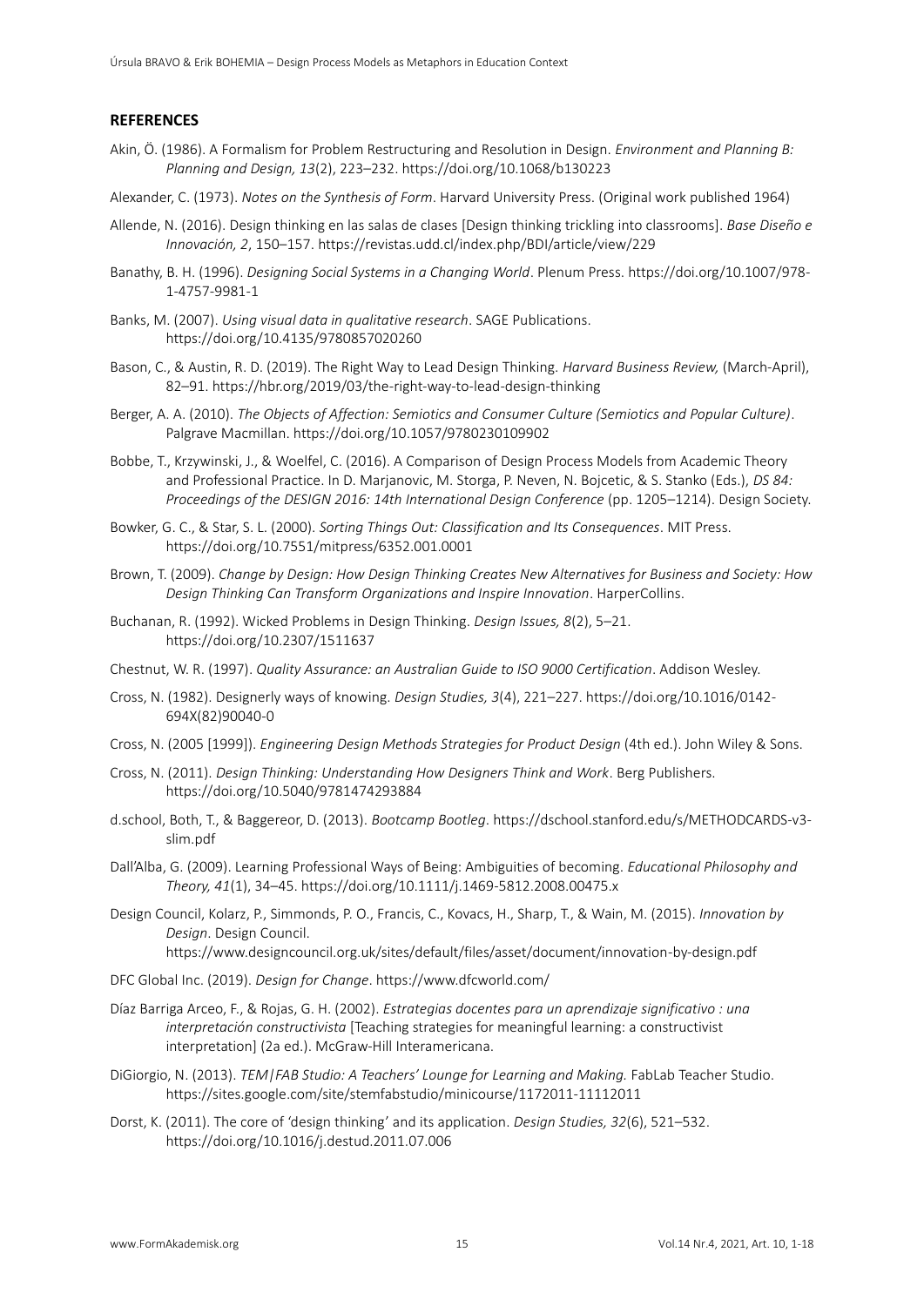## REFERENCES

Akin, Ö. (1986). A Formalism for Problem Restructuring and Resolution in Design. *Environment and Planning B: Planning and Design, 13*(2), 223–232. https://doi.org/10.1068/b130223

Alexander, C. (1973). *Notes on the Synthesis of Form*. Harvard University Press. (Original work published 1964)

Allende, N. (2016). Design thinking en las salas de clases [Design thinking trickling into classrooms]. *Base Diseño e Innovación, 2*, 150–157. https://revistas.udd.cl/index.php/BDI/article/view/229

Banathy, B. H. (1996). *Designing Social Systems in a Changing World*. Plenum Press. https://doi.org/10.1007/978-1-4757-9981-1

Banks, M. (2007). *Using visual data in qualitative research*. SAGE Publications. https://doi.org/10.4135/9780857020260

Bason, C., & Austin, R. D. (2019). The Right Way to Lead Design Thinking. *Harvard Business Review,* (March-April), 82–91. https://hbr.org/2019/03/the-right-way-to-lead-design-thinking

Berger, A. A. (2010). *The Objects of Affection: Semiotics and Consumer Culture (Semiotics and Popular Culture)*. Palgrave Macmillan. https://doi.org/10.1057/9780230109902

Bobbe, T., Krzywinski, J., & Woelfel, C. (2016). A Comparison of Design Process Models from Academic Theory and Professional Practice. In D. Marjanovic, M. Storga, P. Neven, N. Bojcetic, & S. Stanko (Eds.), *DS 84: Proceedings of the DESIGN 2016: 14th International Design Conference* (pp. 1205–1214). Design Society.

Bowker, G. C., & Star, S. L. (2000). *Sorting Things Out: Classification and Its Consequences*. MIT Press. https://doi.org/10.7551/mitpress/6352.001.0001

Brown, T. (2009). *Change by Design: How Design Thinking Creates New Alternatives for Business and Society: How Design Thinking Can Transform Organizations and Inspire Innovation*. HarperCollins.

Buchanan, R. (1992). Wicked Problems in Design Thinking. *Design Issues, 8*(2), 5–21. https://doi.org/10.2307/1511637

Chestnut, W. R. (1997). *Quality Assurance: an Australian Guide to ISO 9000 Certification*. Addison Wesley.

Cross, N. (1982). Designerly ways of knowing. *Design Studies, 3*(4), 221–227. https://doi.org/10.1016/0142-694X(82)90040-0

Cross, N. (2005 [1999]). *Engineering Design Methods Strategies for Product Design* (4th ed.). John Wiley & Sons.

Cross, N. (2011). *Design Thinking: Understanding How Designers Think and Work*. Berg Publishers. https://doi.org/10.5040/9781474293884

d.school, Both, T., & Baggereor, D. (2013). *Bootcamp Bootleg*. https://dschool.stanford.edu/s/METHODCARDS-v3-slim.pdf

Dall'Alba, G. (2009). Learning Professional Ways of Being: Ambiguities of becoming. *Educational Philosophy and Theory, 41*(1), 34–45. https://doi.org/10.1111/j.1469-5812.2008.00475.x

Design Council, Kolarz, P., Simmonds, P. O., Francis, C., Kovacs, H., Sharp, T., & Wain, M. (2015). *Innovation by Design*. Design Council. https://www.designcouncil.org.uk/sites/default/files/asset/document/innovation-by-design.pdf

DFC Global Inc. (2019). *Design for Change*. https://www.dfcworld.com/

Díaz Barriga Arceo, F., & Rojas, G. H. (2002). *Estrategias docentes para un aprendizaje significativo : una interpretación constructivista* [Teaching strategies for meaningful learning: a constructivist interpretation] (2a ed.). McGraw-Hill Interamericana.

DiGiorgio, N. (2013). *TEM|FAB Studio: A Teachers' Lounge for Learning and Making.* FabLab Teacher Studio. https://sites.google.com/site/stemfabstudio/minicourse/1172011-11112011

Dorst, K. (2011). The core of 'design thinking' and its application. *Design Studies, 32*(6), 521–532. https://doi.org/10.1016/j.destud.2011.07.006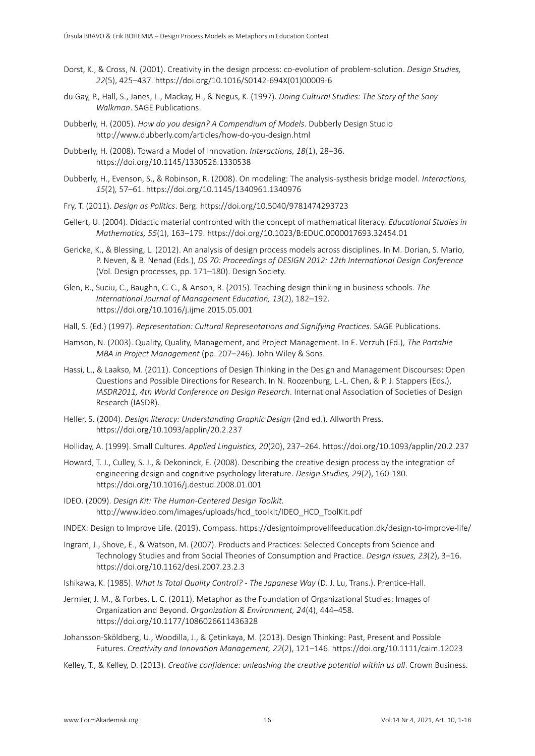Dorst, K., & Cross, N. (2001). Creativity in the design process: co-evolution of problem-solution. *Design Studies, 22*(5), 425–437. https://doi.org/10.1016/S0142-694X(01)00009-6

du Gay, P., Hall, S., Janes, L., Mackay, H., & Negus, K. (1997). *Doing Cultural Studies: The Story of the Sony Walkman*. SAGE Publications.

Dubberly, H. (2005). *How do you design? A Compendium of Models*. Dubberly Design Studio http://www.dubberly.com/articles/how-do-you-design.html

Dubberly, H. (2008). Toward a Model of Innovation. *Interactions, 18*(1), 28–36. https://doi.org/10.1145/1330526.1330538

Dubberly, H., Evenson, S., & Robinson, R. (2008). On modeling: The analysis-systhesis bridge model. *Interactions, 15*(2)*,* 57–61. https://doi.org/10.1145/1340961.1340976

Fry, T. (2011). *Design as Politics*. Berg. https://doi.org/10.5040/9781474293723

Gellert, U. (2004). Didactic material confronted with the concept of mathematical literacy. *Educational Studies in Mathematics, 55*(1), 163–179. https://doi.org/10.1023/B:EDUC.0000017693.32454.01

Gericke, K., & Blessing, L. (2012). An analysis of design process models across disciplines. In M. Dorian, S. Mario, P. Neven, & B. Nenad (Eds.), *DS 70: Proceedings of DESIGN 2012: 12th International Design Conference* (Vol. Design processes, pp. 171–180). Design Society.

Glen, R., Suciu, C., Baughn, C. C., & Anson, R. (2015). Teaching design thinking in business schools. *The International Journal of Management Education, 13*(2), 182–192. https://doi.org/10.1016/j.ijme.2015.05.001

Hall, S. (Ed.) (1997). *Representation: Cultural Representations and Signifying Practices*. SAGE Publications.

Hamson, N. (2003). Quality, Quality, Management, and Project Management. In E. Verzuh (Ed.), *The Portable MBA in Project Management* (pp. 207–246). John Wiley & Sons.

Hassi, L., & Laakso, M. (2011). Conceptions of Design Thinking in the Design and Management Discourses: Open Questions and Possible Directions for Research. In N. Roozenburg, L.-L. Chen, & P. J. Stappers (Eds.), *IASDR2011, 4th World Conference on Design Research*. International Association of Societies of Design Research (IASDR).

Heller, S. (2004). *Design literacy: Understanding Graphic Design* (2nd ed.). Allworth Press. https://doi.org/10.1093/applin/20.2.237

Holliday, A. (1999). Small Cultures. *Applied Linguistics, 20*(20), 237–264. https://doi.org/10.1093/applin/20.2.237

Howard, T. J., Culley, S. J., & Dekoninck, E. (2008). Describing the creative design process by the integration of engineering design and cognitive psychology literature. *Design Studies, 29*(2), 160-180. https://doi.org/10.1016/j.destud.2008.01.001

IDEO. (2009). *Design Kit: The Human-Centered Design Toolkit.* http://www.ideo.com/images/uploads/hcd_toolkit/IDEO_HCD_ToolKit.pdf

INDEX: Design to Improve Life. (2019). Compass. https://designtoimprovelifeeducation.dk/design-to-improve-life/

Ingram, J., Shove, E., & Watson, M. (2007). Products and Practices: Selected Concepts from Science and Technology Studies and from Social Theories of Consumption and Practice. *Design Issues, 23*(2), 3–16. https://doi.org/10.1162/desi.2007.23.2.3

Ishikawa, K. (1985). *What Is Total Quality Control? - The Japanese Way* (D. J. Lu, Trans.). Prentice-Hall.

Jermier, J. M., & Forbes, L. C. (2011). Metaphor as the Foundation of Organizational Studies: Images of Organization and Beyond. *Organization & Environment, 24*(4), 444–458. https://doi.org/10.1177/1086026611436328

Johansson-Sköldberg, U., Woodilla, J., & Çetinkaya, M. (2013). Design Thinking: Past, Present and Possible Futures. *Creativity and Innovation Management, 22*(2), 121–146. https://doi.org/10.1111/caim.12023

Kelley, T., & Kelley, D. (2013). *Creative confidence: unleashing the creative potential within us all*. Crown Business.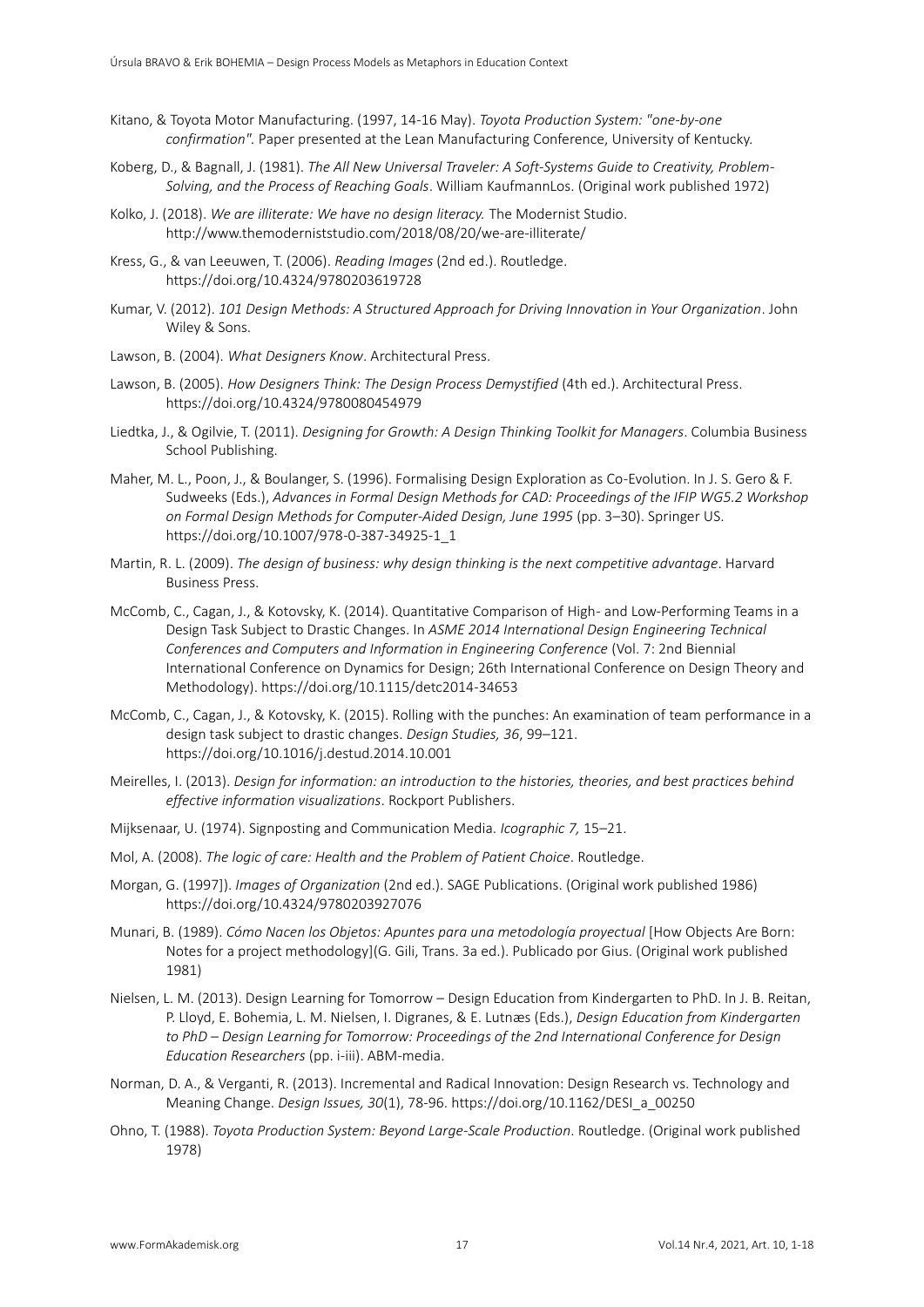Kitano, & Toyota Motor Manufacturing. (1997, 14-16 May). *Toyota Production System: "one-by-one confirmation"*. Paper presented at the Lean Manufacturing Conference, University of Kentucky.

Koberg, D., & Bagnall, J. (1981). *The All New Universal Traveler: A Soft-Systems Guide to Creativity, Problem-Solving, and the Process of Reaching Goals*. William KaufmannLos. (Original work published 1972)

Kolko, J. (2018). *We are illiterate: We have no design literacy.* The Modernist Studio. http://www.themodernist studio.com/2018/08/20/we-are-illiterate/

Kress, G., & van Leeuwen, T. (2006). *Reading Images* (2nd ed.). Routledge. https://doi.org/10.4324/9780203619728

Kumar, V. (2012). *101 Design Methods: A Structured Approach for Driving Innovation in Your Organization*. John Wiley & Sons.

Lawson, B. (2004). *What Designers Know*. Architectural Press.

Lawson, B. (2005). *How Designers Think: The Design Process Demystified* (4th ed.). Architectural Press. https://doi.org/10.4324/9780080454979

Liedtka, J., & Ogilvie, T. (2011). *Designing for Growth: A Design Thinking Toolkit for Managers*. Columbia Business School Publishing.

Maher, M. L., Poon, J., & Boulanger, S. (1996). Formalising Design Exploration as Co-Evolution. In J. S. Gero & F. Sudweeks (Eds.), *Advances in Formal Design Methods for CAD: Proceedings of the IFIP WG5.2 Workshop on Formal Design Methods for Computer-Aided Design, June 1995* (pp. 3–30). Springer US. https://doi.org/10.1007/978-0-387-34925-1_1

Martin, R. L. (2009). *The design of business: why design thinking is the next competitive advantage*. Harvard Business Press.

McComb, C., Cagan, J., & Kotovsky, K. (2014). Quantitative Comparison of High- and Low-Performing Teams in a Design Task Subject to Drastic Changes. In *ASME 2014 International Design Engineering Technical Conferences and Computers and Information in Engineering Conference* (Vol. 7: 2nd Biennial International Conference on Dynamics for Design; 26th International Conference on Design Theory and Methodology). https://doi.org/10.1115/detc2014-34653

McComb, C., Cagan, J., & Kotovsky, K. (2015). Rolling with the punches: An examination of team performance in a design task subject to drastic changes. *Design Studies, 36*, 99–121. https://doi.org/10.1016/j.destud.2014.10.001

Meirelles, I. (2013). *Design for information: an introduction to the histories, theories, and best practices behind effective information visualizations*. Rockport Publishers.

Mijksenaar, U. (1974). Signposting and Communication Media. *Icographic 7,* 15–21.

Mol, A. (2008). *The logic of care: Health and the Problem of Patient Choice*. Routledge.

Morgan, G. (1997]). *Images of Organization* (2nd ed.). SAGE Publications. (Original work published 1986) https://doi.org/10.4324/9780203927076

Munari, B. (1989). *Cómo Nacen los Objetos: Apuntes para una metodología proyectual* [How Objects Are Born: Notes for a project methodology](G. Gili, Trans. 3a ed.). Publicado por Gius. (Original work published 1981)

Nielsen, L. M. (2013). Design Learning for Tomorrow – Design Education from Kindergarten to PhD. In J. B. Reitan, P. Lloyd, E. Bohemia, L. M. Nielsen, I. Digranes, & E. Lutnæs (Eds.), *Design Education from Kindergarten to PhD – Design Learning for Tomorrow: Proceedings of the 2nd International Conference for Design Education Researchers* (pp. i-iii). ABM-media.

Norman, D. A., & Verganti, R. (2013). Incremental and Radical Innovation: Design Research vs. Technology and Meaning Change. *Design Issues, 30*(1), 78-96. https://doi.org/10.1162/DESI_a_00250

Ohno, T. (1988). *Toyota Production System: Beyond Large-Scale Production*. Routledge. (Original work published 1978)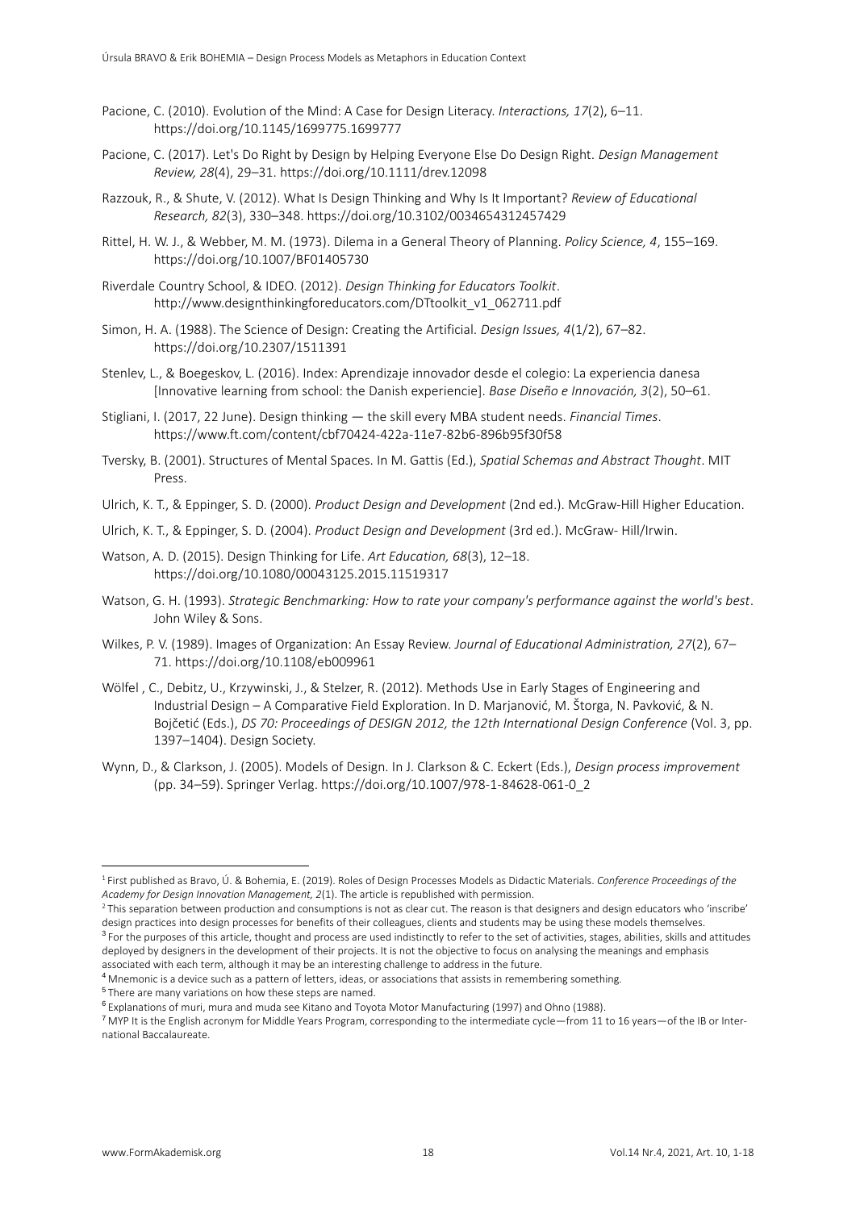Pacione, C. (2010). Evolution of the Mind: A Case for Design Literacy. *Interactions, 17*(2), 6–11. https://doi.org/10.1145/1699775.1699777

Pacione, C. (2017). Let's Do Right by Design by Helping Everyone Else Do Design Right. *Design Management Review, 28*(4), 29–31. https://doi.org/10.1111/drev.12098

Razzouk, R., & Shute, V. (2012). What Is Design Thinking and Why Is It Important? *Review of Educational Research, 82*(3), 330–348. https://doi.org/10.3102/0034654312457429

Rittel, H. W. J., & Webber, M. M. (1973). Dilema in a General Theory of Planning. *Policy Science, 4*, 155–169. https://doi.org/10.1007/BF01405730

Riverdale Country School, & IDEO. (2012). *Design Thinking for Educators Toolkit*. http://www.designthinkingforeducators.com/DTtoolkit_v1_062711.pdf

Simon, H. A. (1988). The Science of Design: Creating the Artificial. *Design Issues, 4*(1/2), 67–82. https://doi.org/10.2307/1511391

Stenlev, L., & Boegeskov, L. (2016). Index: Aprendizaje innovador desde el colegio: La experiencia danesa [Innovative learning from school: the Danish experiencie]. *Base Diseño e Innovación, 3*(2), 50–61.

Stigliani, I. (2017, 22 June). Design thinking — the skill every MBA student needs. *Financial Times*. https://www.ft.com/content/cbf70424-422a-11e7-82b6-896b95f30f58

Tversky, B. (2001). Structures of Mental Spaces. In M. Gattis (Ed.), *Spatial Schemas and Abstract Thought*. MIT Press.

Ulrich, K. T., & Eppinger, S. D. (2000). *Product Design and Development* (2nd ed.). McGraw-Hill Higher Education.

Ulrich, K. T., & Eppinger, S. D. (2004). *Product Design and Development* (3rd ed.). McGraw- Hill/Irwin.

Watson, A. D. (2015). Design Thinking for Life. *Art Education, 68*(3), 12–18. https://doi.org/10.1080/00043125.2015.11519317

Watson, G. H. (1993). *Strategic Benchmarking: How to rate your company's performance against the world's best*. John Wiley & Sons.

Wilkes, P. V. (1989). Images of Organization: An Essay Review. *Journal of Educational Administration, 27*(2), 67–71. https://doi.org/10.1108/eb009961

Wölfel , C., Debitz, U., Krzywinski, J., & Stelzer, R. (2012). Methods Use in Early Stages of Engineering and Industrial Design – A Comparative Field Exploration. In D. Marjanović, M. Štorga, N. Pavković, & N. Bojčetić (Eds.), *DS 70: Proceedings of DESIGN 2012, the 12th International Design Conference* (Vol. 3, pp. 1397–1404). Design Society.

Wynn, D., & Clarkson, J. (2005). Models of Design. In J. Clarkson & C. Eckert (Eds.), *Design process improvement* (pp. 34–59). Springer Verlag. https://doi.org/10.1007/978-1-84628-061-0_2

---

[1] First published as Bravo, Ú. & Bohemia, E. (2019). Roles of Design Processes Models as Didactic Materials. *Conference Proceedings of the Academy for Design Innovation Management, 2*(1). The article is republished with permission.

[2] This separation between production and consumptions is not as clear cut. The reason is that designers and design educators who 'inscribe' design practices into design processes for benefits of their colleagues, clients and students may be using these models themselves.

[3] For the purposes of this article, thought and process are used indistinctly to refer to the set of activities, stages, abilities, skills and attitudes deployed by designers in the development of their projects. It is not the objective to focus on analysing the meanings and emphasis associated with each term, although it may be an interesting challenge to address in the future.

[4] Mnemonic is a device such as a pattern of letters, ideas, or associations that assists in remembering something.

[5] There are many variations on how these steps are named.

[6] Explanations of muri, mura and muda see Kitano and Toyota Motor Manufacturing (1997) and Ohno (1988).

[7] MYP It is the English acronym for Middle Years Program, corresponding to the intermediate cycle—from 11 to 16 years—of the IB or International Baccalaureate.